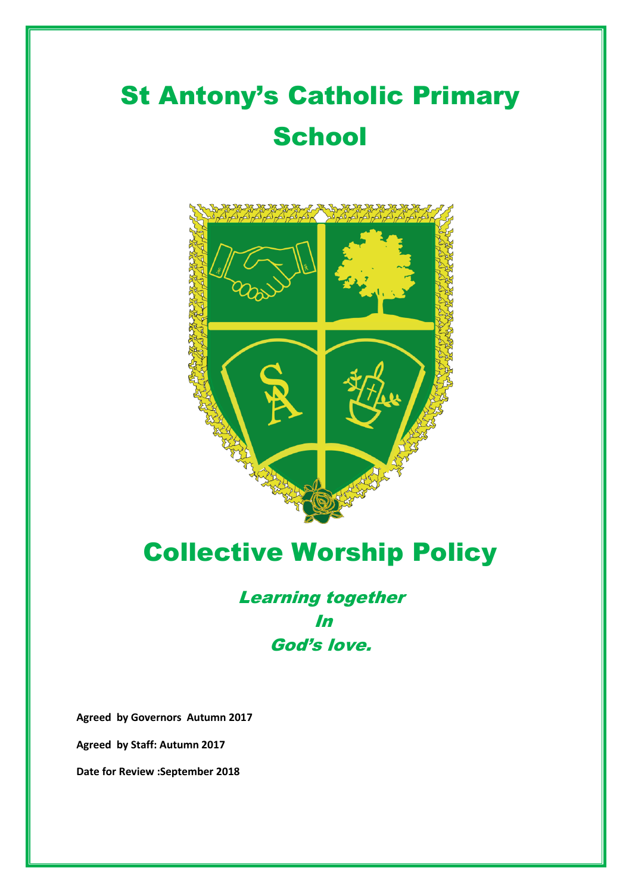# St Antony's Catholic Primary School

# Collective Worship Policy

*Learning together*
*In*
*God's love.*

**Agreed by Governors Autumn 2017**

**Agreed by Staff: Autumn 2017**

**Date for Review :September 2018**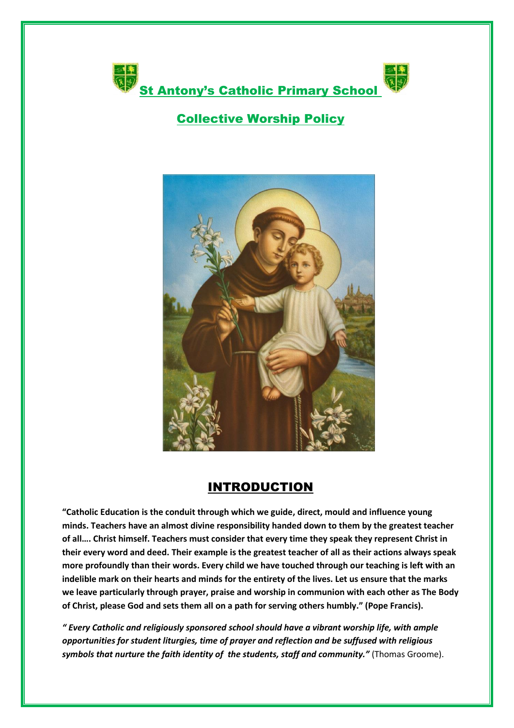# St Antony's Catholic Primary School

## Collective Worship Policy

## INTRODUCTION

**"Catholic Education is the conduit through which we guide, direct, mould and influence young minds. Teachers have an almost divine responsibility handed down to them by the greatest teacher of all…. Christ himself. Teachers must consider that every time they speak they represent Christ in their every word and deed. Their example is the greatest teacher of all as their actions always speak more profoundly than their words. Every child we have touched through our teaching is left with an indelible mark on their hearts and minds for the entirety of the lives. Let us ensure that the marks we leave particularly through prayer, praise and worship in communion with each other as The Body of Christ, please God and sets them all on a path for serving others humbly." (Pope Francis).**

***" Every Catholic and religiously sponsored school should have a vibrant worship life, with ample opportunities for student liturgies, time of prayer and reflection and be suffused with religious symbols that nurture the faith identity of the students, staff and community."*** (Thomas Groome).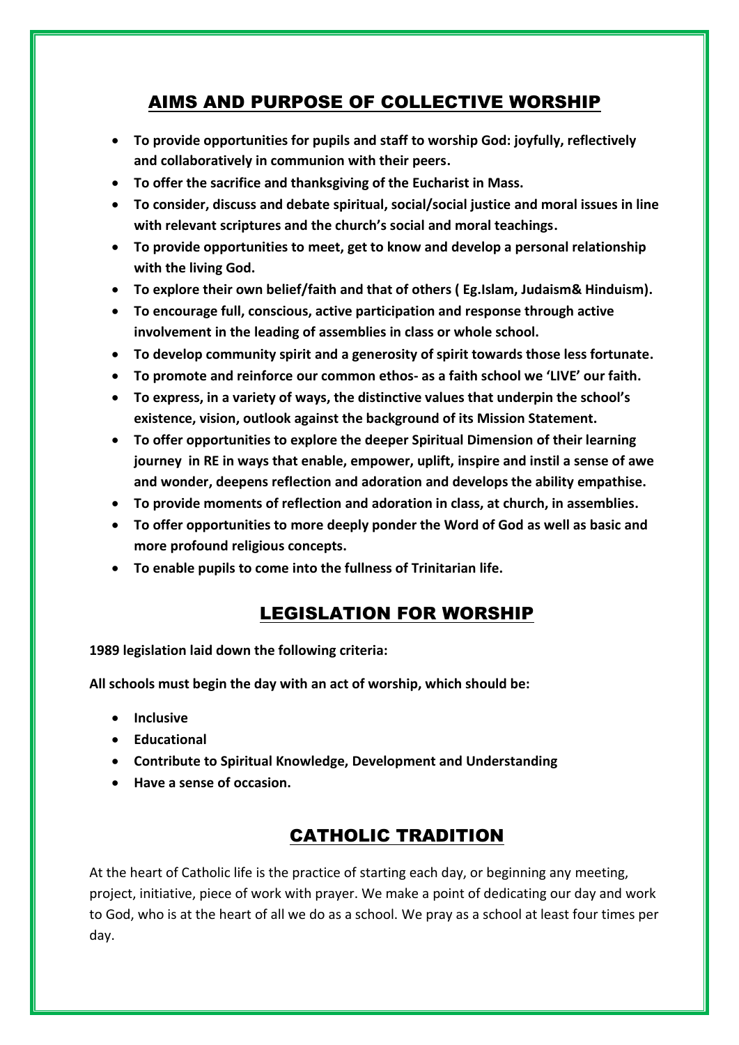## AIMS AND PURPOSE OF COLLECTIVE WORSHIP

- **To provide opportunities for pupils and staff to worship God: joyfully, reflectively and collaboratively in communion with their peers.**
- **To offer the sacrifice and thanksgiving of the Eucharist in Mass.**
- **To consider, discuss and debate spiritual, social/social justice and moral issues in line with relevant scriptures and the church's social and moral teachings.**
- **To provide opportunities to meet, get to know and develop a personal relationship with the living God.**
- **To explore their own belief/faith and that of others ( Eg.Islam, Judaism& Hinduism).**
- **To encourage full, conscious, active participation and response through active involvement in the leading of assemblies in class or whole school.**
- **To develop community spirit and a generosity of spirit towards those less fortunate.**
- **To promote and reinforce our common ethos- as a faith school we 'LIVE' our faith.**
- **To express, in a variety of ways, the distinctive values that underpin the school's existence, vision, outlook against the background of its Mission Statement.**
- **To offer opportunities to explore the deeper Spiritual Dimension of their learning journey in RE in ways that enable, empower, uplift, inspire and instil a sense of awe and wonder, deepens reflection and adoration and develops the ability empathise.**
- **To provide moments of reflection and adoration in class, at church, in assemblies.**
- **To offer opportunities to more deeply ponder the Word of God as well as basic and more profound religious concepts.**
- **To enable pupils to come into the fullness of Trinitarian life.**

## LEGISLATION FOR WORSHIP

**1989 legislation laid down the following criteria:**

**All schools must begin the day with an act of worship, which should be:**

- **Inclusive**
- **Educational**
- **Contribute to Spiritual Knowledge, Development and Understanding**
- **Have a sense of occasion.**

## CATHOLIC TRADITION

At the heart of Catholic life is the practice of starting each day, or beginning any meeting, project, initiative, piece of work with prayer. We make a point of dedicating our day and work to God, who is at the heart of all we do as a school. We pray as a school at least four times per day.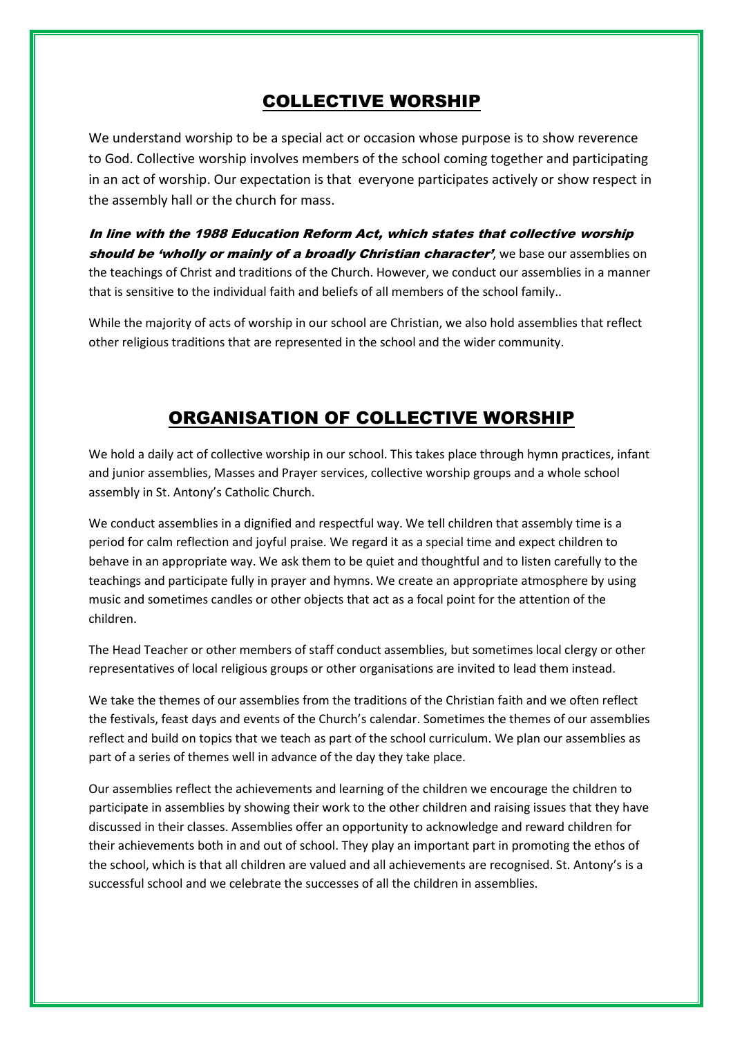## COLLECTIVE WORSHIP

We understand worship to be a special act or occasion whose purpose is to show reverence to God. Collective worship involves members of the school coming together and participating in an act of worship. Our expectation is that everyone participates actively or show respect in the assembly hall or the church for mass.

***In line with the 1988 Education Reform Act, which states that collective worship should be 'wholly or mainly of a broadly Christian character'***, we base our assemblies on the teachings of Christ and traditions of the Church. However, we conduct our assemblies in a manner that is sensitive to the individual faith and beliefs of all members of the school family..

While the majority of acts of worship in our school are Christian, we also hold assemblies that reflect other religious traditions that are represented in the school and the wider community.

## ORGANISATION OF COLLECTIVE WORSHIP

We hold a daily act of collective worship in our school. This takes place through hymn practices, infant and junior assemblies, Masses and Prayer services, collective worship groups and a whole school assembly in St. Antony's Catholic Church.

We conduct assemblies in a dignified and respectful way. We tell children that assembly time is a period for calm reflection and joyful praise. We regard it as a special time and expect children to behave in an appropriate way. We ask them to be quiet and thoughtful and to listen carefully to the teachings and participate fully in prayer and hymns. We create an appropriate atmosphere by using music and sometimes candles or other objects that act as a focal point for the attention of the children.

The Head Teacher or other members of staff conduct assemblies, but sometimes local clergy or other representatives of local religious groups or other organisations are invited to lead them instead.

We take the themes of our assemblies from the traditions of the Christian faith and we often reflect the festivals, feast days and events of the Church's calendar. Sometimes the themes of our assemblies reflect and build on topics that we teach as part of the school curriculum. We plan our assemblies as part of a series of themes well in advance of the day they take place.

Our assemblies reflect the achievements and learning of the children we encourage the children to participate in assemblies by showing their work to the other children and raising issues that they have discussed in their classes. Assemblies offer an opportunity to acknowledge and reward children for their achievements both in and out of school. They play an important part in promoting the ethos of the school, which is that all children are valued and all achievements are recognised. St. Antony's is a successful school and we celebrate the successes of all the children in assemblies.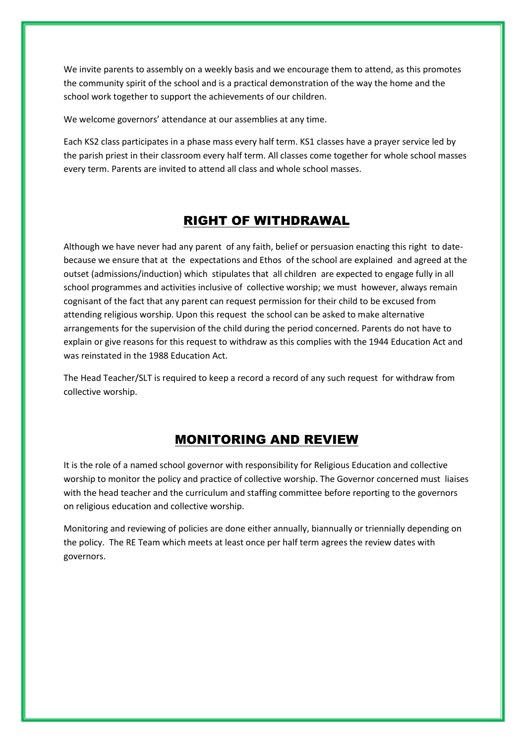We invite parents to assembly on a weekly basis and we encourage them to attend, as this promotes the community spirit of the school and is a practical demonstration of the way the home and the school work together to support the achievements of our children.

We welcome governors' attendance at our assemblies at any time.

Each KS2 class participates in a phase mass every half term. KS1 classes have a prayer service led by the parish priest in their classroom every half term. All classes come together for whole school masses every term. Parents are invited to attend all class and whole school masses.

## RIGHT OF WITHDRAWAL

Although we have never had any parent of any faith, belief or persuasion enacting this right to date- because we ensure that at the expectations and Ethos of the school are explained and agreed at the outset (admissions/induction) which stipulates that all children are expected to engage fully in all school programmes and activities inclusive of collective worship; we must however, always remain cognisant of the fact that any parent can request permission for their child to be excused from attending religious worship. Upon this request the school can be asked to make alternative arrangements for the supervision of the child during the period concerned. Parents do not have to explain or give reasons for this request to withdraw as this complies with the 1944 Education Act and was reinstated in the 1988 Education Act.

The Head Teacher/SLT is required to keep a record a record of any such request for withdraw from collective worship.

## MONITORING AND REVIEW

It is the role of a named school governor with responsibility for Religious Education and collective worship to monitor the policy and practice of collective worship. The Governor concerned must liaises with the head teacher and the curriculum and staffing committee before reporting to the governors on religious education and collective worship.

Monitoring and reviewing of policies are done either annually, biannually or triennially depending on the policy. The RE Team which meets at least once per half term agrees the review dates with governors.